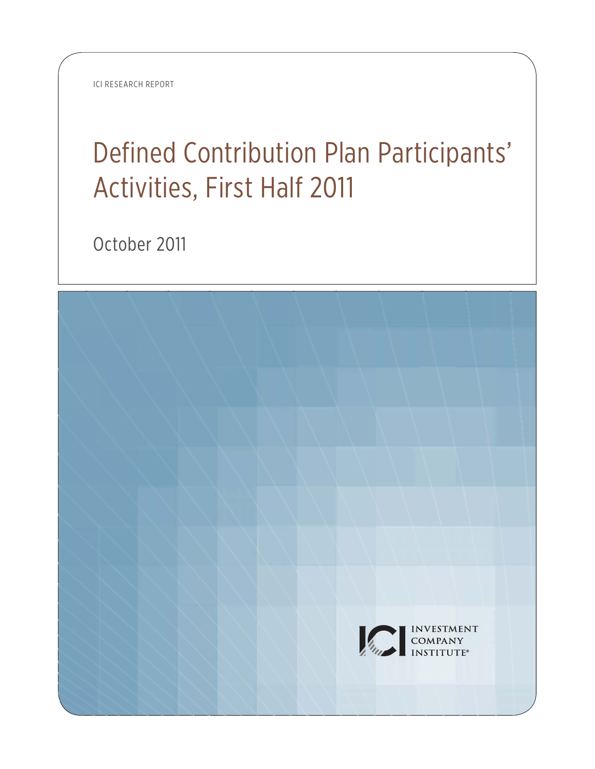ICI RESEARCH REPORT

# Defined Contribution Plan Participants' Activities, First Half 2011

October 2011

INVESTMENT COMPANY INSTITUTE®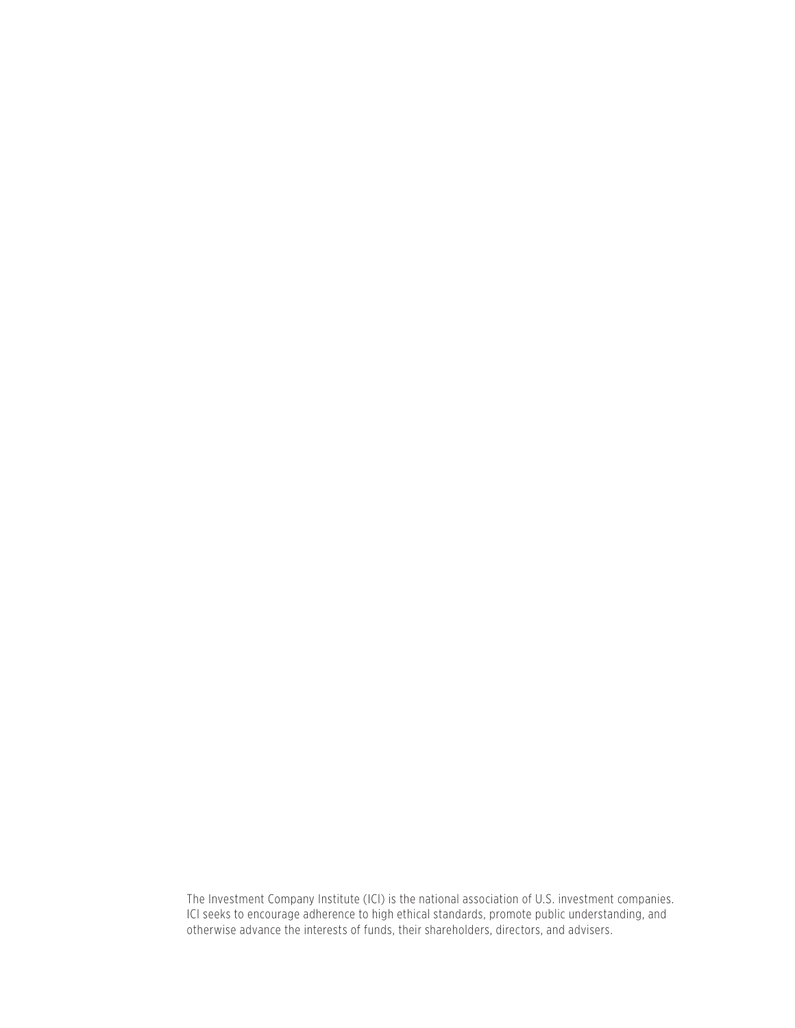The Investment Company Institute (ICI) is the national association of U.S. investment companies. ICI seeks to encourage adherence to high ethical standards, promote public understanding, and otherwise advance the interests of funds, their shareholders, directors, and advisers.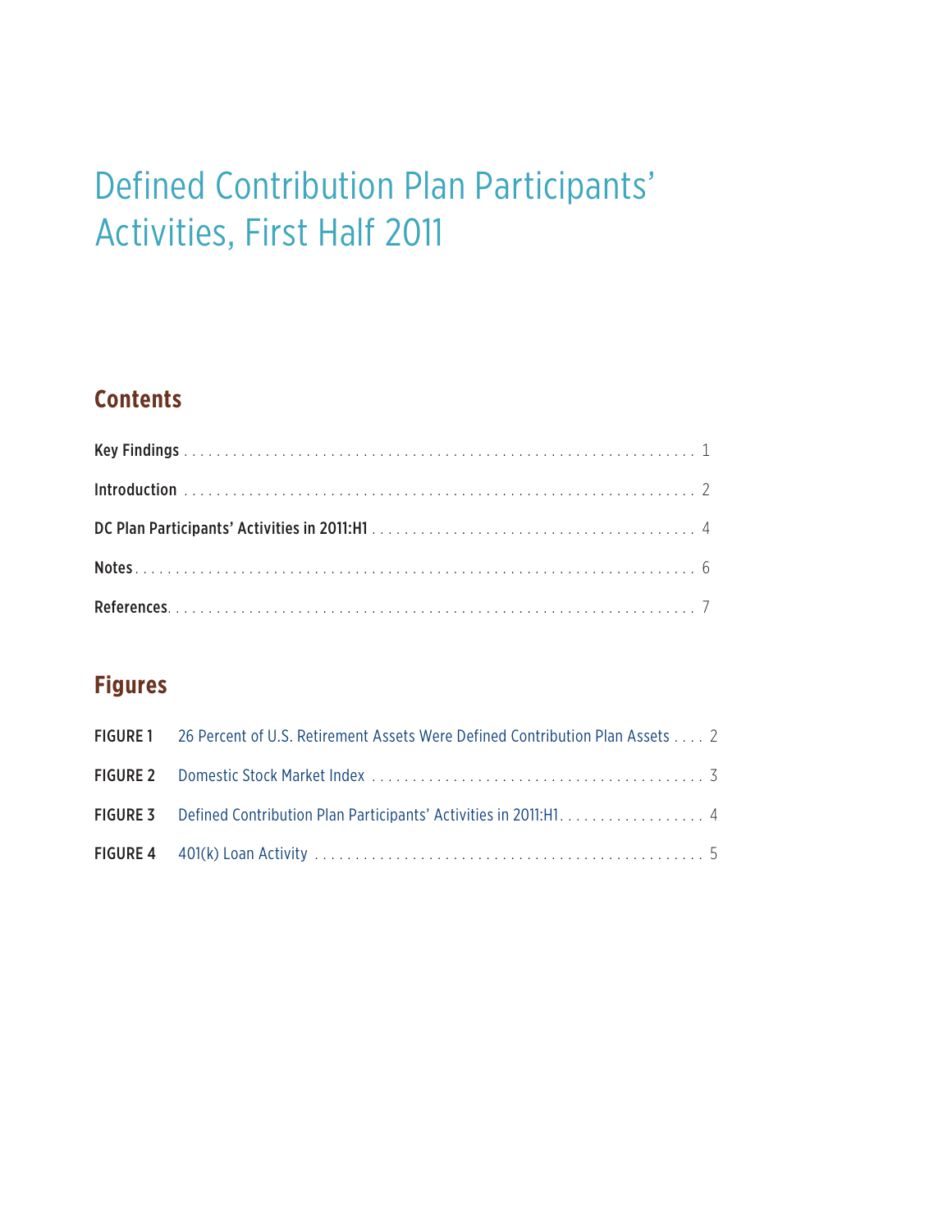# Defined Contribution Plan Participants' Activities, First Half 2011

## Contents

**Key Findings** . . . . . . . . . . . . . . . . . . . . . . . . . . . . . . . . . . . . . . . . . . . . . . . . . . . . . . . . . . . . . . 1

**Introduction** . . . . . . . . . . . . . . . . . . . . . . . . . . . . . . . . . . . . . . . . . . . . . . . . . . . . . . . . . . . . . . 2

**DC Plan Participants' Activities in 2011:H1** . . . . . . . . . . . . . . . . . . . . . . . . . . . . . . . . . . . . . . . . 4

**Notes** . . . . . . . . . . . . . . . . . . . . . . . . . . . . . . . . . . . . . . . . . . . . . . . . . . . . . . . . . . . . . . . . . . . 6

**References** . . . . . . . . . . . . . . . . . . . . . . . . . . . . . . . . . . . . . . . . . . . . . . . . . . . . . . . . . . . . . . . 7

## Figures

**FIGURE 1** 26 Percent of U.S. Retirement Assets Were Defined Contribution Plan Assets . . . . 2

**FIGURE 2** Domestic Stock Market Index . . . . . . . . . . . . . . . . . . . . . . . . . . . . . . . . . . . . . . . . . . 3

**FIGURE 3** Defined Contribution Plan Participants' Activities in 2011:H1 . . . . . . . . . . . . . . . . . . 4

**FIGURE 4** 401(k) Loan Activity . . . . . . . . . . . . . . . . . . . . . . . . . . . . . . . . . . . . . . . . . . . . . . . . 5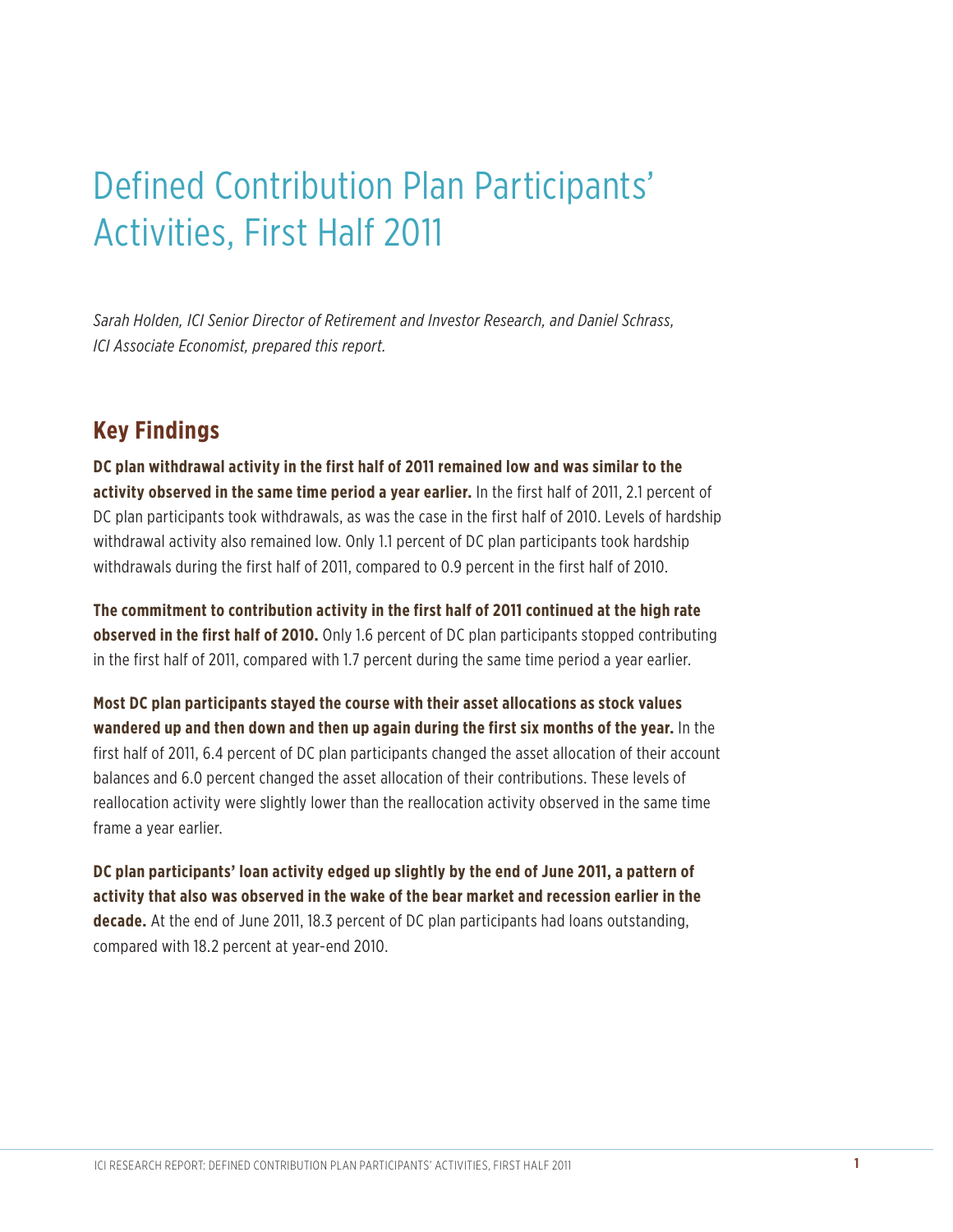# Defined Contribution Plan Participants' Activities, First Half 2011

*Sarah Holden, ICI Senior Director of Retirement and Investor Research, and Daniel Schrass, ICI Associate Economist, prepared this report.*

## Key Findings

**DC plan withdrawal activity in the first half of 2011 remained low and was similar to the activity observed in the same time period a year earlier.** In the first half of 2011, 2.1 percent of DC plan participants took withdrawals, as was the case in the first half of 2010. Levels of hardship withdrawal activity also remained low. Only 1.1 percent of DC plan participants took hardship withdrawals during the first half of 2011, compared to 0.9 percent in the first half of 2010.

**The commitment to contribution activity in the first half of 2011 continued at the high rate observed in the first half of 2010.** Only 1.6 percent of DC plan participants stopped contributing in the first half of 2011, compared with 1.7 percent during the same time period a year earlier.

**Most DC plan participants stayed the course with their asset allocations as stock values wandered up and then down and then up again during the first six months of the year.** In the first half of 2011, 6.4 percent of DC plan participants changed the asset allocation of their account balances and 6.0 percent changed the asset allocation of their contributions. These levels of reallocation activity were slightly lower than the reallocation activity observed in the same time frame a year earlier.

**DC plan participants' loan activity edged up slightly by the end of June 2011, a pattern of activity that also was observed in the wake of the bear market and recession earlier in the decade.** At the end of June 2011, 18.3 percent of DC plan participants had loans outstanding, compared with 18.2 percent at year-end 2010.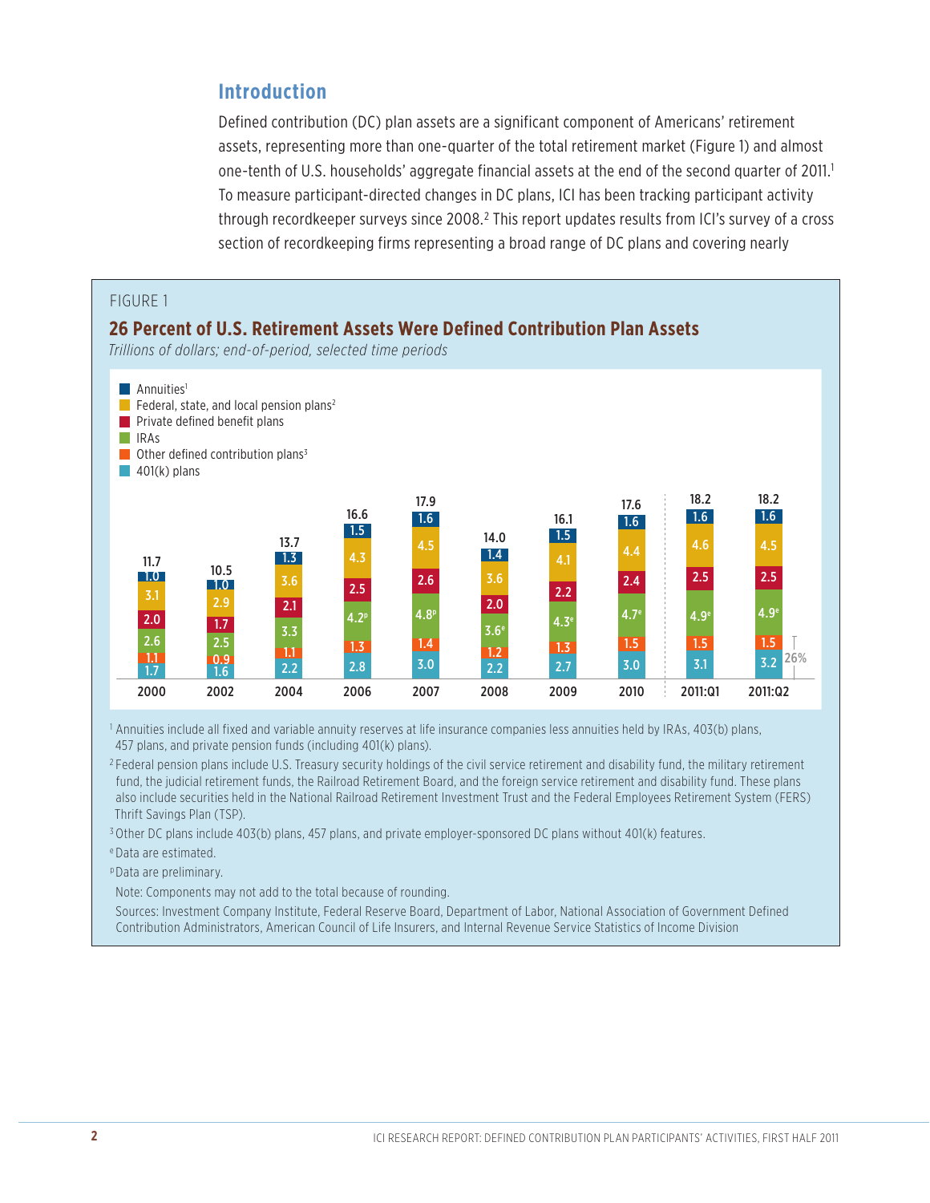## Introduction

Defined contribution (DC) plan assets are a significant component of Americans' retirement assets, representing more than one-quarter of the total retirement market (Figure 1) and almost one-tenth of U.S. households' aggregate financial assets at the end of the second quarter of 2011.[1] To measure participant-directed changes in DC plans, ICI has been tracking participant activity through recordkeeper surveys since 2008.[2] This report updates results from ICI's survey of a cross section of recordkeeping firms representing a broad range of DC plans and covering nearly

FIGURE 1

**26 Percent of U.S. Retirement Assets Were Defined Contribution Plan Assets**

*Trillions of dollars; end-of-period, selected time periods*

| | 2000 | 2002 | 2004 | 2006 | 2007 | 2008 | 2009 | 2010 | 2011:Q1 | 2011:Q2 |
|---|---|---|---|---|---|---|---|---|---|---|
| Annuities[1] | 1.0 | 1.0 | 1.3 | 1.5 | 1.6 | 1.4 | 1.5 | 1.6 | 1.6 | 1.6 |
| Federal, state, and local pension plans[2] | 3.1 | 2.9 | 3.6 | 4.3 | 4.5 | 3.6 | 4.1 | 4.4 | 4.6 | 4.5 |
| Private defined benefit plans | 2.0 | 1.7 | 2.1 | 2.5 | 2.6 | 2.0 | 2.2 | 2.4 | 2.5 | 2.5 |
| IRAs | 2.6 | 2.5 | 3.3 | 4.2[p] | 4.8[p] | 3.6[e] | 4.3[e] | 4.7[e] | 4.9[e] | 4.9[e] |
| Other defined contribution plans[3] | 1.1 | 0.9 | 1.1 | 1.3 | 1.4 | 1.2 | 1.3 | 1.5 | 1.5 | 1.5 |
| 401(k) plans | 1.7 | 1.6 | 2.2 | 2.8 | 3.0 | 2.2 | 2.7 | 3.0 | 3.1 | 3.2 |
| Total | 11.7 | 10.5 | 13.7 | 16.6 | 17.9 | 14.0 | 16.1 | 17.6 | 18.2 | 18.2 |

26% (DC plan share, 2011:Q2)

[1] Annuities include all fixed and variable annuity reserves at life insurance companies less annuities held by IRAs, 403(b) plans, 457 plans, and private pension funds (including 401(k) plans).

[2] Federal pension plans include U.S. Treasury security holdings of the civil service retirement and disability fund, the military retirement fund, the judicial retirement funds, the Railroad Retirement Board, and the foreign service retirement and disability fund. These plans also include securities held in the National Railroad Retirement Investment Trust and the Federal Employees Retirement System (FERS) Thrift Savings Plan (TSP).

[3] Other DC plans include 403(b) plans, 457 plans, and private employer-sponsored DC plans without 401(k) features.

[e] Data are estimated.

[p] Data are preliminary.

Note: Components may not add to the total because of rounding.

Sources: Investment Company Institute, Federal Reserve Board, Department of Labor, National Association of Government Defined Contribution Administrators, American Council of Life Insurers, and Internal Revenue Service Statistics of Income Division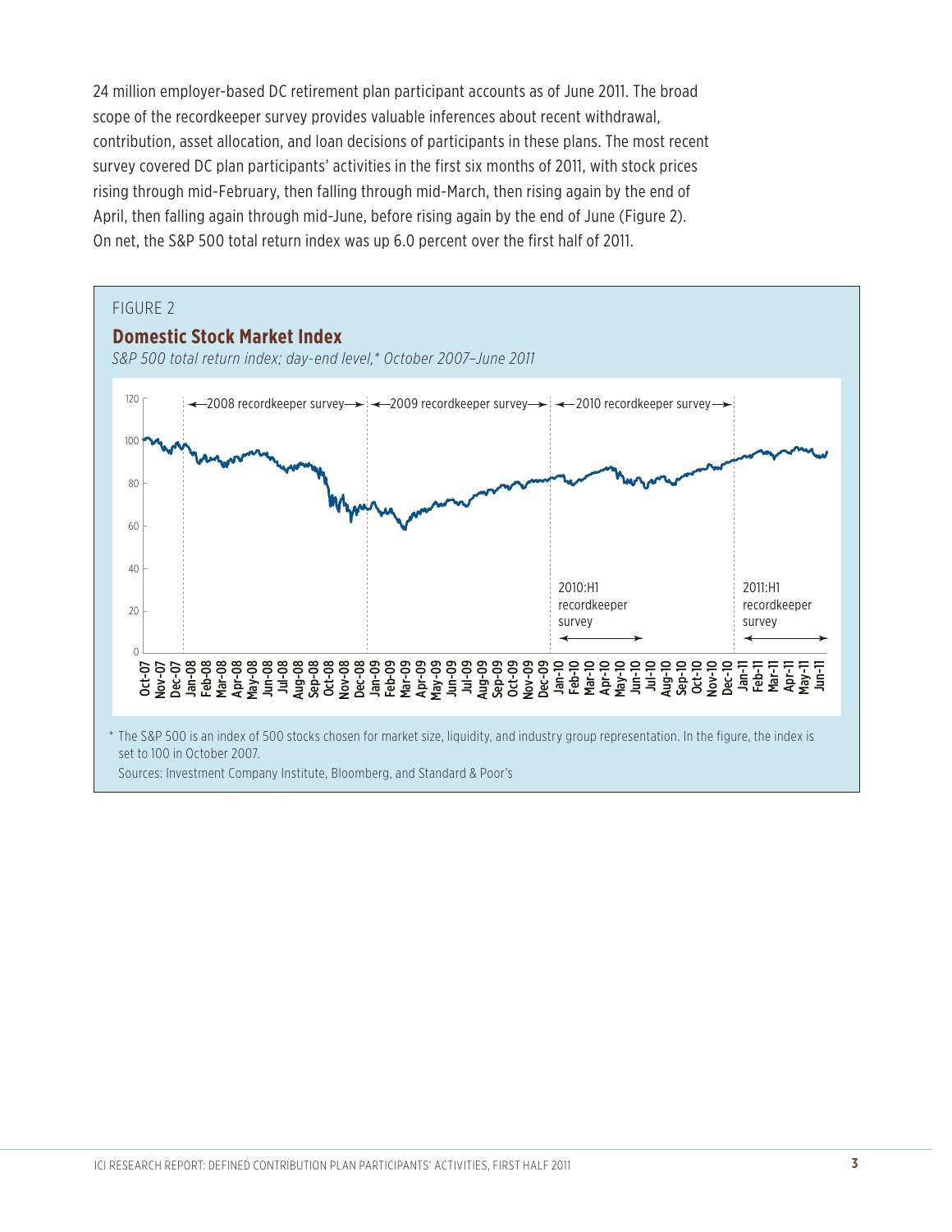24 million employer-based DC retirement plan participant accounts as of June 2011. The broad scope of the recordkeeper survey provides valuable inferences about recent withdrawal, contribution, asset allocation, and loan decisions of participants in these plans. The most recent survey covered DC plan participants' activities in the first six months of 2011, with stock prices rising through mid-February, then falling through mid-March, then rising again by the end of April, then falling again through mid-June, before rising again by the end of June (Figure 2). On net, the S&P 500 total return index was up 6.0 percent over the first half of 2011.

FIGURE 2

**Domestic Stock Market Index**

*S&P 500 total return index; day-end level,* October 2007–June 2011*

* The S&P 500 is an index of 500 stocks chosen for market size, liquidity, and industry group representation. In the figure, the index is set to 100 in October 2007.

Sources: Investment Company Institute, Bloomberg, and Standard & Poor's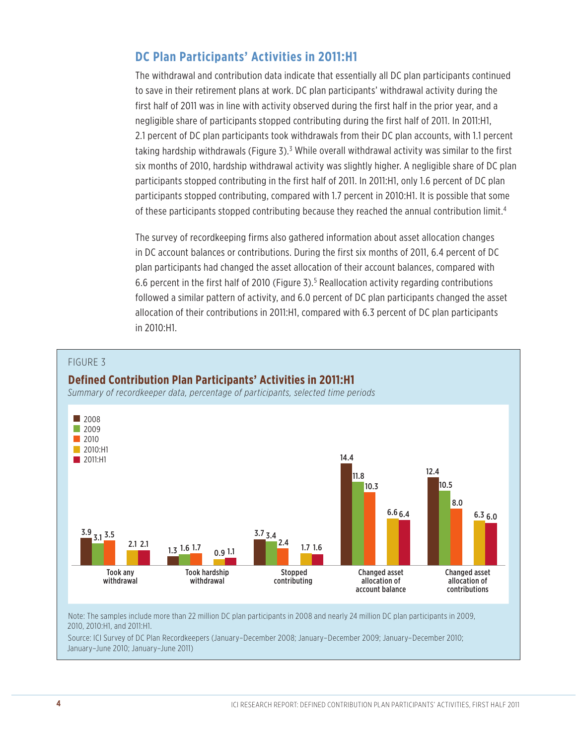## DC Plan Participants' Activities in 2011:H1

The withdrawal and contribution data indicate that essentially all DC plan participants continued to save in their retirement plans at work. DC plan participants' withdrawal activity during the first half of 2011 was in line with activity observed during the first half in the prior year, and a negligible share of participants stopped contributing during the first half of 2011. In 2011:H1, 2.1 percent of DC plan participants took withdrawals from their DC plan accounts, with 1.1 percent taking hardship withdrawals (Figure 3).[3] While overall withdrawal activity was similar to the first six months of 2010, hardship withdrawal activity was slightly higher. A negligible share of DC plan participants stopped contributing in the first half of 2011. In 2011:H1, only 1.6 percent of DC plan participants stopped contributing, compared with 1.7 percent in 2010:H1. It is possible that some of these participants stopped contributing because they reached the annual contribution limit.[4]

The survey of recordkeeping firms also gathered information about asset allocation changes in DC account balances or contributions. During the first six months of 2011, 6.4 percent of DC plan participants had changed the asset allocation of their account balances, compared with 6.6 percent in the first half of 2010 (Figure 3).[5] Reallocation activity regarding contributions followed a similar pattern of activity, and 6.0 percent of DC plan participants changed the asset allocation of their contributions in 2011:H1, compared with 6.3 percent of DC plan participants in 2010:H1.

FIGURE 3

**Defined Contribution Plan Participants' Activities in 2011:H1**

*Summary of recordkeeper data, percentage of participants, selected time periods*

| | 2008 | 2009 | 2010 | 2010:H1 | 2011:H1 |
|---|---|---|---|---|---|
| Took any withdrawal | 3.9 | 3.1 | 3.5 | 2.1 | 2.1 |
| Took hardship withdrawal | 1.3 | 1.6 | 1.7 | 0.9 | 1.1 |
| Stopped contributing | 3.7 | 3.4 | 2.4 | 1.7 | 1.6 |
| Changed asset allocation of account balance | 14.4 | 11.8 | 10.3 | 6.6 | 6.4 |
| Changed asset allocation of contributions | 12.4 | 10.5 | 8.0 | 6.3 | 6.0 |

Note: The samples include more than 22 million DC plan participants in 2008 and nearly 24 million DC plan participants in 2009, 2010, 2010:H1, and 2011:H1.

Source: ICI Survey of DC Plan Recordkeepers (January–December 2008; January–December 2009; January–December 2010; January–June 2010; January–June 2011)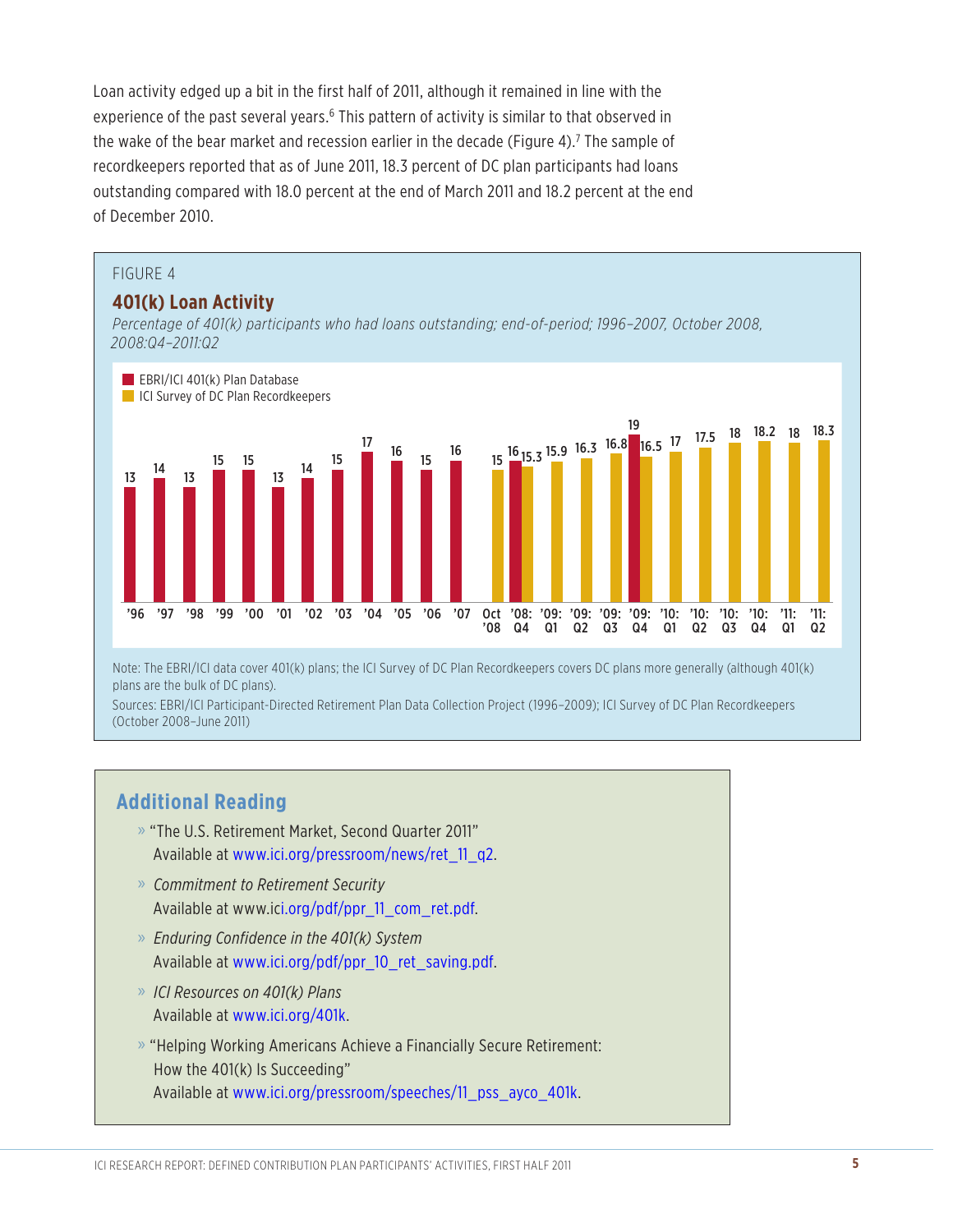Loan activity edged up a bit in the first half of 2011, although it remained in line with the experience of the past several years.[6] This pattern of activity is similar to that observed in the wake of the bear market and recession earlier in the decade (Figure 4).[7] The sample of recordkeepers reported that as of June 2011, 18.3 percent of DC plan participants had loans outstanding compared with 18.0 percent at the end of March 2011 and 18.2 percent at the end of December 2010.

FIGURE 4

### 401(k) Loan Activity

*Percentage of 401(k) participants who had loans outstanding; end-of-period; 1996–2007, October 2008, 2008:Q4–2011:Q2*

| Period | EBRI/ICI 401(k) Plan Database | ICI Survey of DC Plan Recordkeepers |
|---|---|---|
| '96 | 13 | |
| '97 | 14 | |
| '98 | 13 | |
| '99 | 15 | |
| '00 | 15 | |
| '01 | 13 | |
| '02 | 14 | |
| '03 | 15 | |
| '04 | 17 | |
| '05 | 16 | |
| '06 | 15 | |
| '07 | 16 | |
| Oct '08 | | 15 |
| '08: Q4 | 16 | 15.3 |
| '09: Q1 | | 15.9 |
| '09: Q2 | | 16.3 |
| '09: Q3 | | 16.8 |
| '09: Q4 | 19 | 16.5 |
| '10: Q1 | | 17 |
| '10: Q2 | | 17.5 |
| '10: Q3 | | 18 |
| '10: Q4 | | 18.2 |
| '11: Q1 | | 18 |
| '11: Q2 | | 18.3 |

Note: The EBRI/ICI data cover 401(k) plans; the ICI Survey of DC Plan Recordkeepers covers DC plans more generally (although 401(k) plans are the bulk of DC plans).

Sources: EBRI/ICI Participant-Directed Retirement Plan Data Collection Project (1996–2009); ICI Survey of DC Plan Recordkeepers (October 2008–June 2011)

## Additional Reading

- "The U.S. Retirement Market, Second Quarter 2011"
  Available at www.ici.org/pressroom/news/ret_11_q2.
- *Commitment to Retirement Security*
  Available at www.ici.org/pdf/ppr_11_com_ret.pdf.
- *Enduring Confidence in the 401(k) System*
  Available at www.ici.org/pdf/ppr_10_ret_saving.pdf.
- *ICI Resources on 401(k) Plans*
  Available at www.ici.org/401k.
- "Helping Working Americans Achieve a Financially Secure Retirement: How the 401(k) Is Succeeding"
  Available at www.ici.org/pressroom/speeches/11_pss_ayco_401k.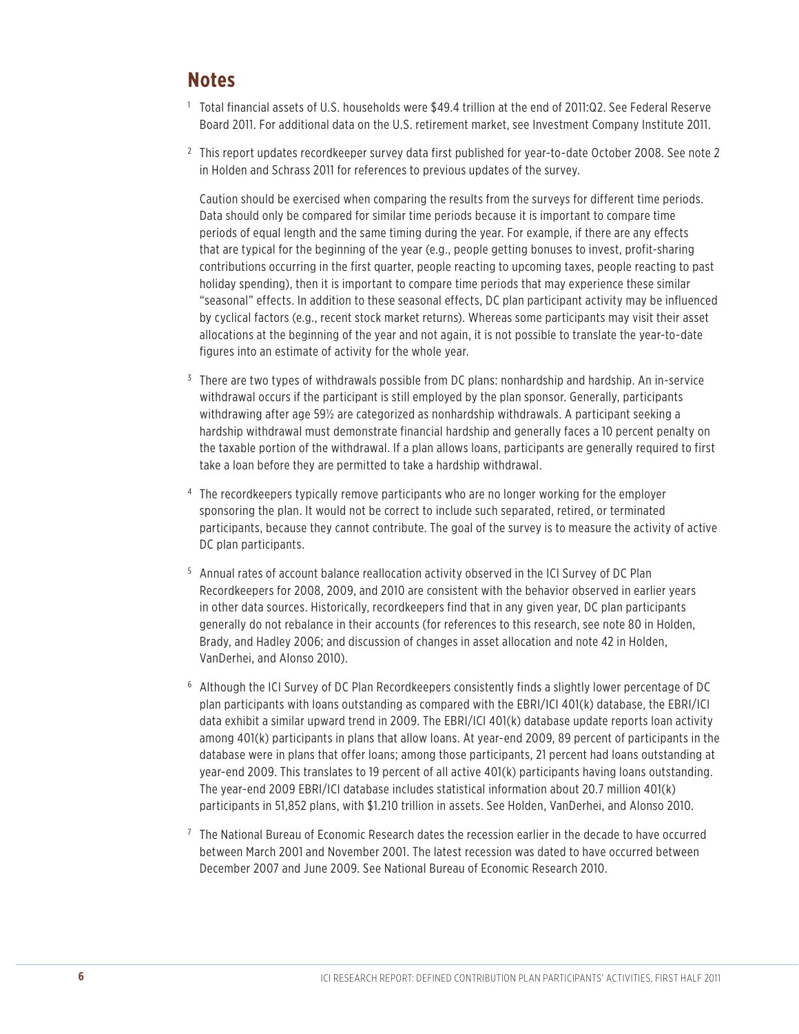## Notes

[1] Total financial assets of U.S. households were $49.4 trillion at the end of 2011:Q2. See Federal Reserve Board 2011. For additional data on the U.S. retirement market, see Investment Company Institute 2011.

[2] This report updates recordkeeper survey data first published for year-to-date October 2008. See note 2 in Holden and Schrass 2011 for references to previous updates of the survey.

Caution should be exercised when comparing the results from the surveys for different time periods. Data should only be compared for similar time periods because it is important to compare time periods of equal length and the same timing during the year. For example, if there are any effects that are typical for the beginning of the year (e.g., people getting bonuses to invest, profit-sharing contributions occurring in the first quarter, people reacting to upcoming taxes, people reacting to past holiday spending), then it is important to compare time periods that may experience these similar "seasonal" effects. In addition to these seasonal effects, DC plan participant activity may be influenced by cyclical factors (e.g., recent stock market returns). Whereas some participants may visit their asset allocations at the beginning of the year and not again, it is not possible to translate the year-to-date figures into an estimate of activity for the whole year.

[3] There are two types of withdrawals possible from DC plans: nonhardship and hardship. An in-service withdrawal occurs if the participant is still employed by the plan sponsor. Generally, participants withdrawing after age 59½ are categorized as nonhardship withdrawals. A participant seeking a hardship withdrawal must demonstrate financial hardship and generally faces a 10 percent penalty on the taxable portion of the withdrawal. If a plan allows loans, participants are generally required to first take a loan before they are permitted to take a hardship withdrawal.

[4] The recordkeepers typically remove participants who are no longer working for the employer sponsoring the plan. It would not be correct to include such separated, retired, or terminated participants, because they cannot contribute. The goal of the survey is to measure the activity of active DC plan participants.

[5] Annual rates of account balance reallocation activity observed in the ICI Survey of DC Plan Recordkeepers for 2008, 2009, and 2010 are consistent with the behavior observed in earlier years in other data sources. Historically, recordkeepers find that in any given year, DC plan participants generally do not rebalance in their accounts (for references to this research, see note 80 in Holden, Brady, and Hadley 2006; and discussion of changes in asset allocation and note 42 in Holden, VanDerhei, and Alonso 2010).

[6] Although the ICI Survey of DC Plan Recordkeepers consistently finds a slightly lower percentage of DC plan participants with loans outstanding as compared with the EBRI/ICI 401(k) database, the EBRI/ICI data exhibit a similar upward trend in 2009. The EBRI/ICI 401(k) database update reports loan activity among 401(k) participants in plans that allow loans. At year-end 2009, 89 percent of participants in the database were in plans that offer loans; among those participants, 21 percent had loans outstanding at year-end 2009. This translates to 19 percent of all active 401(k) participants having loans outstanding. The year-end 2009 EBRI/ICI database includes statistical information about 20.7 million 401(k) participants in 51,852 plans, with $1.210 trillion in assets. See Holden, VanDerhei, and Alonso 2010.

[7] The National Bureau of Economic Research dates the recession earlier in the decade to have occurred between March 2001 and November 2001. The latest recession was dated to have occurred between December 2007 and June 2009. See National Bureau of Economic Research 2010.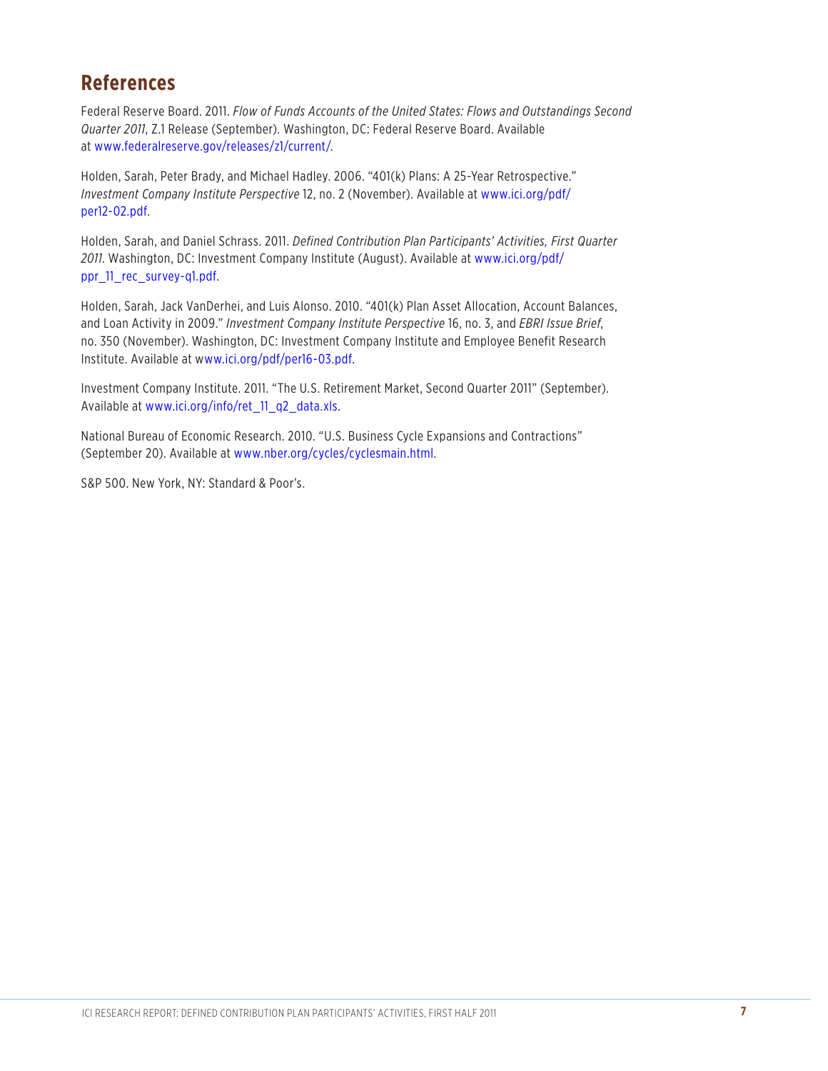## References

Federal Reserve Board. 2011. *Flow of Funds Accounts of the United States: Flows and Outstandings Second Quarter 2011*, Z.1 Release (September). Washington, DC: Federal Reserve Board. Available at www.federalreserve.gov/releases/z1/current/.

Holden, Sarah, Peter Brady, and Michael Hadley. 2006. "401(k) Plans: A 25-Year Retrospective." *Investment Company Institute Perspective* 12, no. 2 (November). Available at www.ici.org/pdf/per12-02.pdf.

Holden, Sarah, and Daniel Schrass. 2011. *Defined Contribution Plan Participants' Activities, First Quarter 2011.* Washington, DC: Investment Company Institute (August). Available at www.ici.org/pdf/ppr_11_rec_survey-q1.pdf.

Holden, Sarah, Jack VanDerhei, and Luis Alonso. 2010. "401(k) Plan Asset Allocation, Account Balances, and Loan Activity in 2009." *Investment Company Institute Perspective* 16, no. 3, and *EBRI Issue Brief,* no. 350 (November). Washington, DC: Investment Company Institute and Employee Benefit Research Institute. Available at www.ici.org/pdf/per16-03.pdf.

Investment Company Institute. 2011. "The U.S. Retirement Market, Second Quarter 2011" (September). Available at www.ici.org/info/ret_11_q2_data.xls.

National Bureau of Economic Research. 2010. "U.S. Business Cycle Expansions and Contractions" (September 20). Available at www.nber.org/cycles/cyclesmain.html.

S&P 500. New York, NY: Standard & Poor's.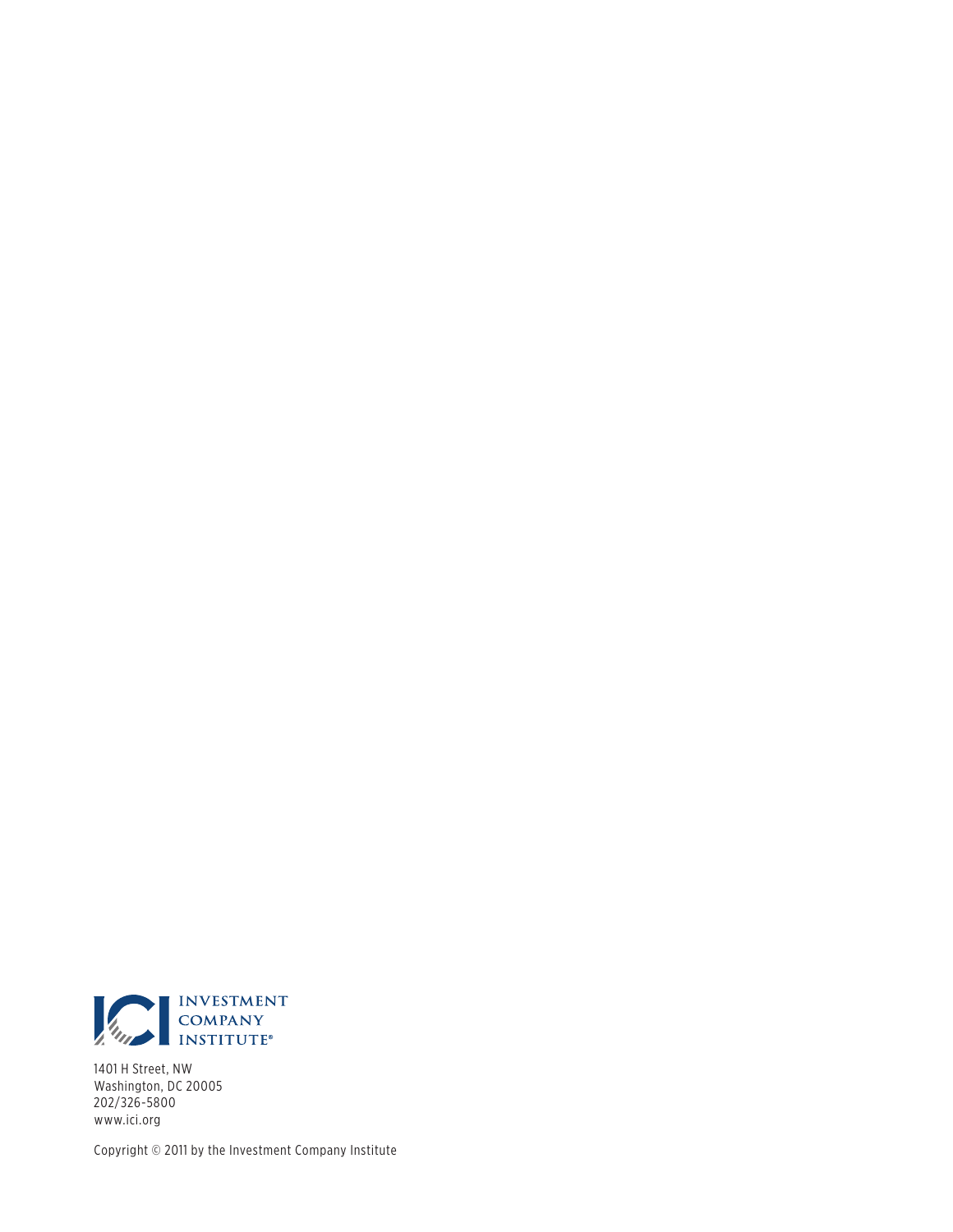INVESTMENT COMPANY INSTITUTE®

1401 H Street, NW
Washington, DC 20005
202/326-5800
www.ici.org

Copyright © 2011 by the Investment Company Institute